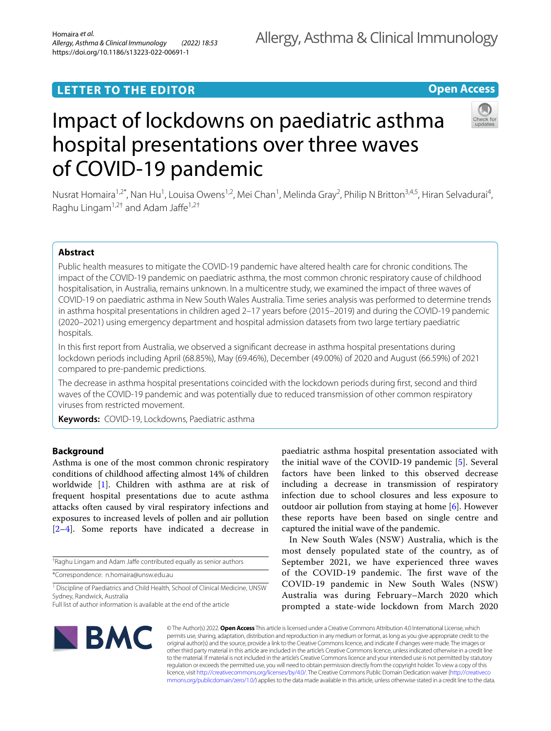LETTER TO THE EDITOR

Open Access

# Impact of lockdowns on paediatric asthma hospital presentations over three waves of COVID-19 pandemic

Nusrat Homaira[1,2*], Nan Hu[1], Louisa Owens[1,2], Mei Chan[1], Melinda Gray[2], Philip N Britton[3,4,5], Hiran Selvadurai[4], Raghu Lingam[1,2†] and Adam Jaffe[1,2†]

## Abstract

Public health measures to mitigate the COVID-19 pandemic have altered health care for chronic conditions. The impact of the COVID-19 pandemic on paediatric asthma, the most common chronic respiratory cause of childhood hospitalisation, in Australia, remains unknown. In a multicentre study, we examined the impact of three waves of COVID-19 on paediatric asthma in New South Wales Australia. Time series analysis was performed to determine trends in asthma hospital presentations in children aged 2–17 years before (2015–2019) and during the COVID-19 pandemic (2020–2021) using emergency department and hospital admission datasets from two large tertiary paediatric hospitals.

In this first report from Australia, we observed a significant decrease in asthma hospital presentations during lockdown periods including April (68.85%), May (69.46%), December (49.00%) of 2020 and August (66.59%) of 2021 compared to pre-pandemic predictions.

The decrease in asthma hospital presentations coincided with the lockdown periods during first, second and third waves of the COVID-19 pandemic and was potentially due to reduced transmission of other common respiratory viruses from restricted movement.

**Keywords:** COVID-19, Lockdowns, Paediatric asthma

## Background

Asthma is one of the most common chronic respiratory conditions of childhood affecting almost 14% of children worldwide [1]. Children with asthma are at risk of frequent hospital presentations due to acute asthma attacks often caused by viral respiratory infections and exposures to increased levels of pollen and air pollution [2–4]. Some reports have indicated a decrease in paediatric asthma hospital presentation associated with the initial wave of the COVID-19 pandemic [5]. Several factors have been linked to this observed decrease including a decrease in transmission of respiratory infection due to school closures and less exposure to outdoor air pollution from staying at home [6]. However these reports have been based on single centre and captured the initial wave of the pandemic.

In New South Wales (NSW) Australia, which is the most densely populated state of the country, as of September 2021, we have experienced three waves of the COVID-19 pandemic. The first wave of the COVID-19 pandemic in New South Wales (NSW) Australia was during February–March 2020 which prompted a state-wide lockdown from March 2020

†Raghu Lingam and Adam Jaffe contributed equally as senior authors

*Correspondence: n.homaira@unsw.edu.au

[1] Discipline of Paediatrics and Child Health, School of Clinical Medicine, UNSW Sydney, Randwick, Australia

Full list of author information is available at the end of the article

© The Author(s) 2022. **Open Access** This article is licensed under a Creative Commons Attribution 4.0 International License, which permits use, sharing, adaptation, distribution and reproduction in any medium or format, as long as you give appropriate credit to the original author(s) and the source, provide a link to the Creative Commons licence, and indicate if changes were made. The images or other third party material in this article are included in the article's Creative Commons licence, unless indicated otherwise in a credit line to the material. If material is not included in the article's Creative Commons licence and your intended use is not permitted by statutory regulation or exceeds the permitted use, you will need to obtain permission directly from the copyright holder. To view a copy of this licence, visit http://creativecommons.org/licenses/by/4.0/. The Creative Commons Public Domain Dedication waiver (http://creativecommons.org/publicdomain/zero/1.0/) applies to the data made available in this article, unless otherwise stated in a credit line to the data.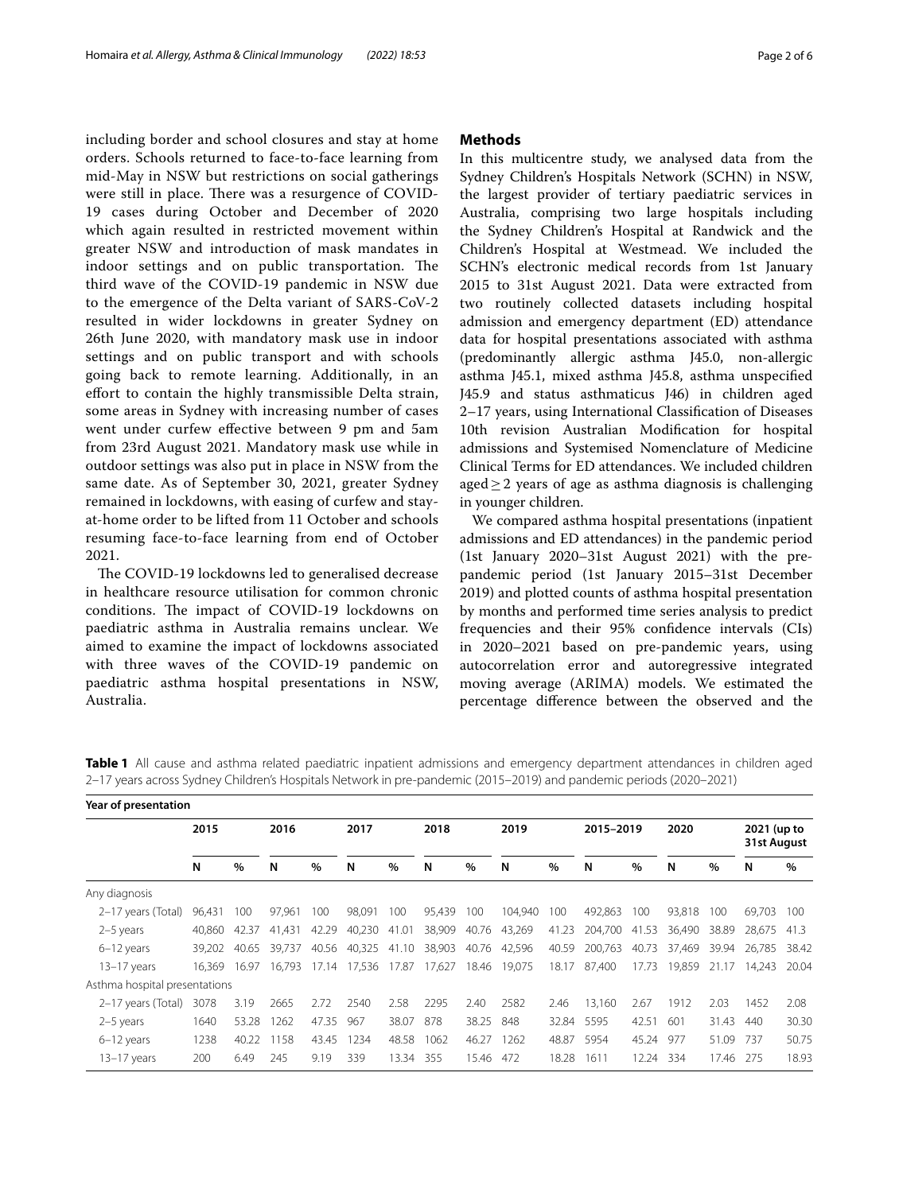including border and school closures and stay at home orders. Schools returned to face-to-face learning from mid-May in NSW but restrictions on social gatherings were still in place. There was a resurgence of COVID-19 cases during October and December of 2020 which again resulted in restricted movement within greater NSW and introduction of mask mandates in indoor settings and on public transportation. The third wave of the COVID-19 pandemic in NSW due to the emergence of the Delta variant of SARS-CoV-2 resulted in wider lockdowns in greater Sydney on 26th June 2020, with mandatory mask use in indoor settings and on public transport and with schools going back to remote learning. Additionally, in an effort to contain the highly transmissible Delta strain, some areas in Sydney with increasing number of cases went under curfew effective between 9 pm and 5am from 23rd August 2021. Mandatory mask use while in outdoor settings was also put in place in NSW from the same date. As of September 30, 2021, greater Sydney remained in lockdowns, with easing of curfew and stay-at-home order to be lifted from 11 October and schools resuming face-to-face learning from end of October 2021.

The COVID-19 lockdowns led to generalised decrease in healthcare resource utilisation for common chronic conditions. The impact of COVID-19 lockdowns on paediatric asthma in Australia remains unclear. We aimed to examine the impact of lockdowns associated with three waves of the COVID-19 pandemic on paediatric asthma hospital presentations in NSW, Australia.

## Methods

In this multicentre study, we analysed data from the Sydney Children's Hospitals Network (SCHN) in NSW, the largest provider of tertiary paediatric services in Australia, comprising two large hospitals including the Sydney Children's Hospital at Randwick and the Children's Hospital at Westmead. We included the SCHN's electronic medical records from 1st January 2015 to 31st August 2021. Data were extracted from two routinely collected datasets including hospital admission and emergency department (ED) attendance data for hospital presentations associated with asthma (predominantly allergic asthma J45.0, non-allergic asthma J45.1, mixed asthma J45.8, asthma unspecified J45.9 and status asthmaticus J46) in children aged 2–17 years, using International Classification of Diseases 10th revision Australian Modification for hospital admissions and Systemised Nomenclature of Medicine Clinical Terms for ED attendances. We included children aged ≥ 2 years of age as asthma diagnosis is challenging in younger children.

We compared asthma hospital presentations (inpatient admissions and ED attendances) in the pandemic period (1st January 2020–31st August 2021) with the pre-pandemic period (1st January 2015–31st December 2019) and plotted counts of asthma hospital presentation by months and performed time series analysis to predict frequencies and their 95% confidence intervals (CIs) in 2020–2021 based on pre-pandemic years, using autocorrelation error and autoregressive integrated moving average (ARIMA) models. We estimated the percentage difference between the observed and the

**Table 1** All cause and asthma related paediatric inpatient admissions and emergency department attendances in children aged 2–17 years across Sydney Children's Hospitals Network in pre-pandemic (2015–2019) and pandemic periods (2020–2021)

| Year of presentation | 2015 | | 2016 | | 2017 | | 2018 | | 2019 | | 2015–2019 | | 2020 | | 2021 (up to 31st August | |
|---|---|---|---|---|---|---|---|---|---|---|---|---|---|---|---|---|
| | N | % | N | % | N | % | N | % | N | % | N | % | N | % | N | % |
| Any diagnosis | | | | | | | | | | | | | | | | |
| 2–17 years (Total) | 96,431 | 100 | 97,961 | 100 | 98,091 | 100 | 95,439 | 100 | 104,940 | 100 | 492,863 | 100 | 93,818 | 100 | 69,703 | 100 |
| 2–5 years | 40,860 | 42.37 | 41,431 | 42.29 | 40,230 | 41.01 | 38,909 | 40.76 | 43,269 | 41.23 | 204,700 | 41.53 | 36,490 | 38.89 | 28,675 | 41.3 |
| 6–12 years | 39,202 | 40.65 | 39,737 | 40.56 | 40,325 | 41.10 | 38,903 | 40.76 | 42,596 | 40.59 | 200,763 | 40.73 | 37,469 | 39.94 | 26,785 | 38.42 |
| 13–17 years | 16,369 | 16.97 | 16,793 | 17.14 | 17,536 | 17.87 | 17,627 | 18.46 | 19,075 | 18.17 | 87,400 | 17.73 | 19,859 | 21.17 | 14,243 | 20.04 |
| Asthma hospital presentations | | | | | | | | | | | | | | | | |
| 2–17 years (Total) | 3078 | 3.19 | 2665 | 2.72 | 2540 | 2.58 | 2295 | 2.40 | 2582 | 2.46 | 13,160 | 2.67 | 1912 | 2.03 | 1452 | 2.08 |
| 2–5 years | 1640 | 53.28 | 1262 | 47.35 | 967 | 38.07 | 878 | 38.25 | 848 | 32.84 | 5595 | 42.51 | 601 | 31.43 | 440 | 30.30 |
| 6–12 years | 1238 | 40.22 | 1158 | 43.45 | 1234 | 48.58 | 1062 | 46.27 | 1262 | 48.87 | 5954 | 45.24 | 977 | 51.09 | 737 | 50.75 |
| 13–17 years | 200 | 6.49 | 245 | 9.19 | 339 | 13.34 | 355 | 15.46 | 472 | 18.28 | 1611 | 12.24 | 334 | 17.46 | 275 | 18.93 |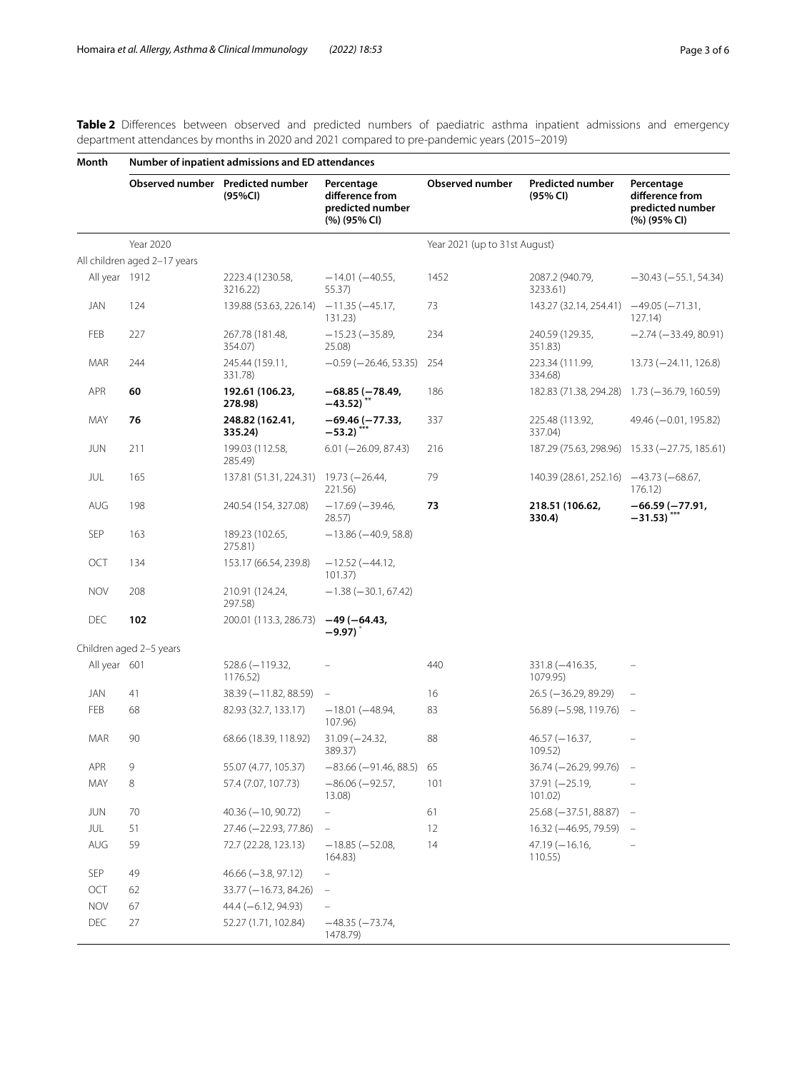**Table 2** Differences between observed and predicted numbers of paediatric asthma inpatient admissions and emergency department attendances by months in 2020 and 2021 compared to pre-pandemic years (2015–2019)

| Month | Number of inpatient admissions and ED attendances | | | | | |
|---|---|---|---|---|---|---|
| | Observed number | Predicted number (95%CI) | Percentage difference from predicted number (%) (95% CI) | Observed number | Predicted number (95% CI) | Percentage difference from predicted number (%) (95% CI) |
| | Year 2020 | | | Year 2021 (up to 31st August) | | |
| All children aged 2–17 years | | | | | | |
| All year | 1912 | 2223.4 (1230.58, 3216.22) | −14.01 (−40.55, 55.37) | 1452 | 2087.2 (940.79, 3233.61) | −30.43 (−55.1, 54.34) |
| JAN | 124 | 139.88 (53.63, 226.14) | −11.35 (−45.17, 131.23) | 73 | 143.27 (32.14, 254.41) | −49.05 (−71.31, 127.14) |
| FEB | 227 | 267.78 (181.48, 354.07) | −15.23 (−35.89, 25.08) | 234 | 240.59 (129.35, 351.83) | −2.74 (−33.49, 80.91) |
| MAR | 244 | 245.44 (159.11, 331.78) | −0.59 (−26.46, 53.35) | 254 | 223.34 (111.99, 334.68) | 13.73 (−24.11, 126.8) |
| APR | **60** | **192.61 (106.23, 278.98)** | **−68.85 (−78.49, −43.52)**** | 186 | 182.83 (71.38, 294.28) | 1.73 (−36.79, 160.59) |
| MAY | **76** | **248.82 (162.41, 335.24)** | **−69.46 (−77.33, −53.2)***** | 337 | 225.48 (113.92, 337.04) | 49.46 (−0.01, 195.82) |
| JUN | 211 | 199.03 (112.58, 285.49) | 6.01 (−26.09, 87.43) | 216 | 187.29 (75.63, 298.96) | 15.33 (−27.75, 185.61) |
| JUL | 165 | 137.81 (51.31, 224.31) | 19.73 (−26.44, 221.56) | 79 | 140.39 (28.61, 252.16) | −43.73 (−68.67, 176.12) |
| AUG | 198 | 240.54 (154, 327.08) | −17.69 (−39.46, 28.57) | **73** | **218.51 (106.62, 330.4)** | **−66.59 (−77.91, −31.53)***** |
| SEP | 163 | 189.23 (102.65, 275.81) | −13.86 (−40.9, 58.8) | | | |
| OCT | 134 | 153.17 (66.54, 239.8) | −12.52 (−44.12, 101.37) | | | |
| NOV | 208 | 210.91 (124.24, 297.58) | −1.38 (−30.1, 67.42) | | | |
| DEC | **102** | 200.01 (113.3, 286.73) | **−49 (−64.43, −9.97)*** | | | |
| Children aged 2–5 years | | | | | | |
| All year | 601 | 528.6 (−119.32, 1176.52) | – | 440 | 331.8 (−416.35, 1079.95) | – |
| JAN | 41 | 38.39 (−11.82, 88.59) | – | 16 | 26.5 (−36.29, 89.29) | – |
| FEB | 68 | 82.93 (32.7, 133.17) | −18.01 (−48.94, 107.96) | 83 | 56.89 (−5.98, 119.76) | – |
| MAR | 90 | 68.66 (18.39, 118.92) | 31.09 (−24.32, 389.37) | 88 | 46.57 (−16.37, 109.52) | – |
| APR | 9 | 55.07 (4.77, 105.37) | −83.66 (−91.46, 88.5) | 65 | 36.74 (−26.29, 99.76) | – |
| MAY | 8 | 57.4 (7.07, 107.73) | −86.06 (−92.57, 13.08) | 101 | 37.91 (−25.19, 101.02) | – |
| JUN | 70 | 40.36 (−10, 90.72) | – | 61 | 25.68 (−37.51, 88.87) | – |
| JUL | 51 | 27.46 (−22.93, 77.86) | – | 12 | 16.32 (−46.95, 79.59) | – |
| AUG | 59 | 72.7 (22.28, 123.13) | −18.85 (−52.08, 164.83) | 14 | 47.19 (−16.16, 110.55) | – |
| SEP | 49 | 46.66 (−3.8, 97.12) | – | | | |
| OCT | 62 | 33.77 (−16.73, 84.26) | – | | | |
| NOV | 67 | 44.4 (−6.12, 94.93) | – | | | |
| DEC | 27 | 52.27 (1.71, 102.84) | −48.35 (−73.74, 1478.79) | | | |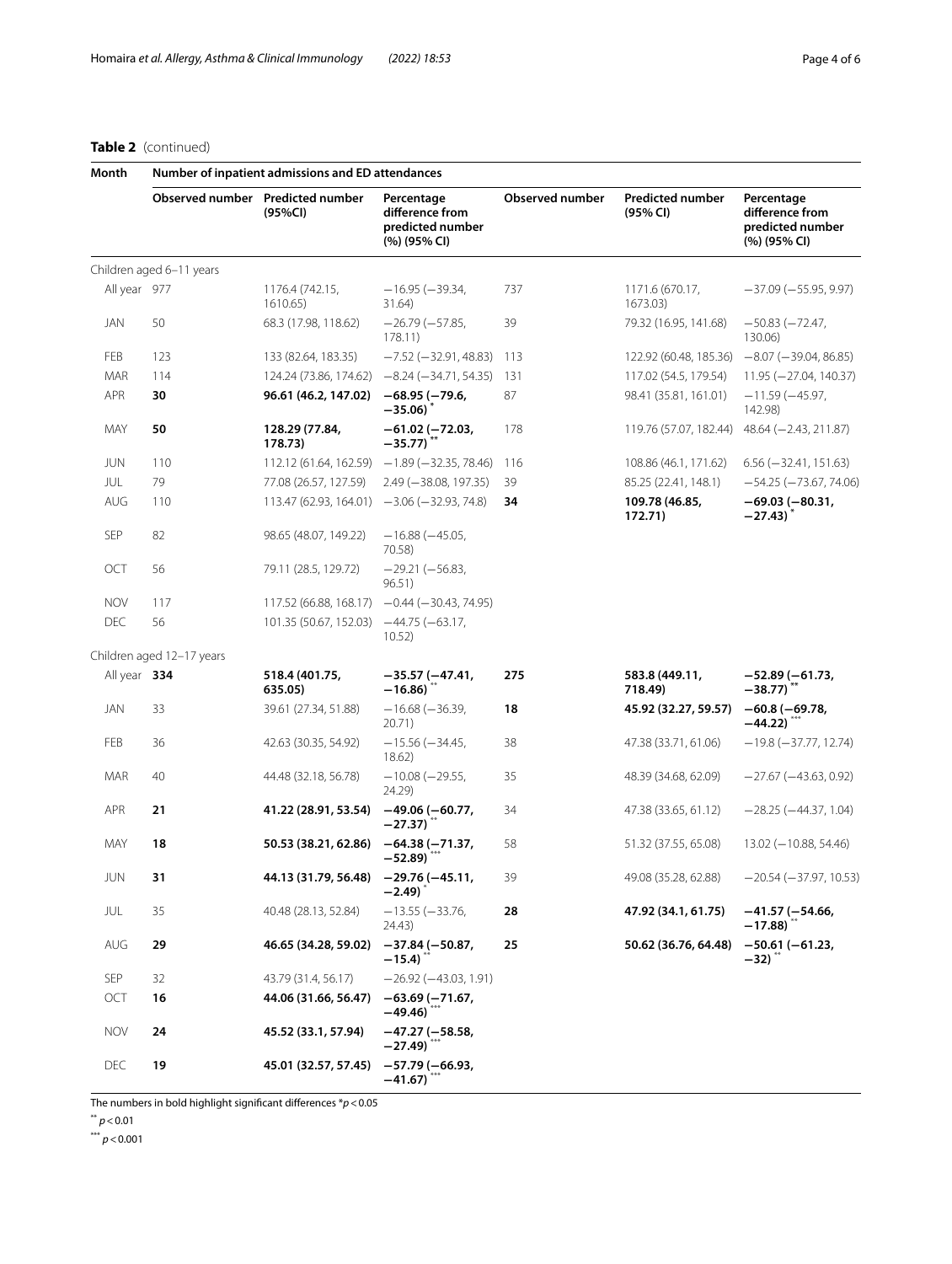**Table 2** (continued)

| Month | Number of inpatient admissions and ED attendances | | | | | |
|---|---|---|---|---|---|---|
| | Observed number | Predicted number (95%CI) | Percentage difference from predicted number (%) (95% CI) | Observed number | Predicted number (95% CI) | Percentage difference from predicted number (%) (95% CI) |
| Children aged 6–11 years | | | | | | |
| All year | 977 | 1176.4 (742.15, 1610.65) | −16.95 (−39.34, 31.64) | 737 | 1171.6 (670.17, 1673.03) | −37.09 (−55.95, 9.97) |
| JAN | 50 | 68.3 (17.98, 118.62) | −26.79 (−57.85, 178.11) | 39 | 79.32 (16.95, 141.68) | −50.83 (−72.47, 130.06) |
| FEB | 123 | 133 (82.64, 183.35) | −7.52 (−32.91, 48.83) | 113 | 122.92 (60.48, 185.36) | −8.07 (−39.04, 86.85) |
| MAR | 114 | 124.24 (73.86, 174.62) | −8.24 (−34.71, 54.35) | 131 | 117.02 (54.5, 179.54) | 11.95 (−27.04, 140.37) |
| APR | **30** | **96.61 (46.2, 147.02)** | **−68.95 (−79.6, −35.06)** * | 87 | 98.41 (35.81, 161.01) | −11.59 (−45.97, 142.98) |
| MAY | **50** | **128.29 (77.84, 178.73)** | **−61.02 (−72.03, −35.77)** ** | 178 | 119.76 (57.07, 182.44) | 48.64 (−2.43, 211.87) |
| JUN | 110 | 112.12 (61.64, 162.59) | −1.89 (−32.35, 78.46) | 116 | 108.86 (46.1, 171.62) | 6.56 (−32.41, 151.63) |
| JUL | 79 | 77.08 (26.57, 127.59) | 2.49 (−38.08, 197.35) | 39 | 85.25 (22.41, 148.1) | −54.25 (−73.67, 74.06) |
| AUG | 110 | 113.47 (62.93, 164.01) | −3.06 (−32.93, 74.8) | **34** | **109.78 (46.85, 172.71)** | **−69.03 (−80.31, −27.43)** * |
| SEP | 82 | 98.65 (48.07, 149.22) | −16.88 (−45.05, 70.58) | | | |
| OCT | 56 | 79.11 (28.5, 129.72) | −29.21 (−56.83, 96.51) | | | |
| NOV | 117 | 117.52 (66.88, 168.17) | −0.44 (−30.43, 74.95) | | | |
| DEC | 56 | 101.35 (50.67, 152.03) | −44.75 (−63.17, 10.52) | | | |
| Children aged 12–17 years | | | | | | |
| All year | **334** | **518.4 (401.75, 635.05)** | **−35.57 (−47.41, −16.86)** ** | **275** | **583.8 (449.11, 718.49)** | **−52.89 (−61.73, −38.77)** ** |
| JAN | 33 | 39.61 (27.34, 51.88) | −16.68 (−36.39, 20.71) | **18** | **45.92 (32.27, 59.57)** | **−60.8 (−69.78, −44.22)** *** |
| FEB | 36 | 42.63 (30.35, 54.92) | −15.56 (−34.45, 18.62) | 38 | 47.38 (33.71, 61.06) | −19.8 (−37.77, 12.74) |
| MAR | 40 | 44.48 (32.18, 56.78) | −10.08 (−29.55, 24.29) | 35 | 48.39 (34.68, 62.09) | −27.67 (−43.63, 0.92) |
| APR | **21** | **41.22 (28.91, 53.54)** | **−49.06 (−60.77, −27.37)** ** | 34 | 47.38 (33.65, 61.12) | −28.25 (−44.37, 1.04) |
| MAY | **18** | **50.53 (38.21, 62.86)** | **−64.38 (−71.37, −52.89)** *** | 58 | 51.32 (37.55, 65.08) | 13.02 (−10.88, 54.46) |
| JUN | **31** | **44.13 (31.79, 56.48)** | **−29.76 (−45.11, −2.49)** * | 39 | 49.08 (35.28, 62.88) | −20.54 (−37.97, 10.53) |
| JUL | 35 | 40.48 (28.13, 52.84) | −13.55 (−33.76, 24.43) | **28** | **47.92 (34.1, 61.75)** | **−41.57 (−54.66, −17.88)** ** |
| AUG | **29** | **46.65 (34.28, 59.02)** | **−37.84 (−50.87, −15.4)** ** | **25** | **50.62 (36.76, 64.48)** | **−50.61 (−61.23, −32)** ** |
| SEP | 32 | 43.79 (31.4, 56.17) | −26.92 (−43.03, 1.91) | | | |
| OCT | **16** | **44.06 (31.66, 56.47)** | **−63.69 (−71.67, −49.46)** *** | | | |
| NOV | **24** | **45.52 (33.1, 57.94)** | **−47.27 (−58.58, −27.49)** *** | | | |
| DEC | **19** | **45.01 (32.57, 57.45)** | **−57.79 (−66.93, −41.67)** *** | | | |

The numbers in bold highlight significant differences * $p < 0.05$

** $p < 0.01$

*** $p < 0.001$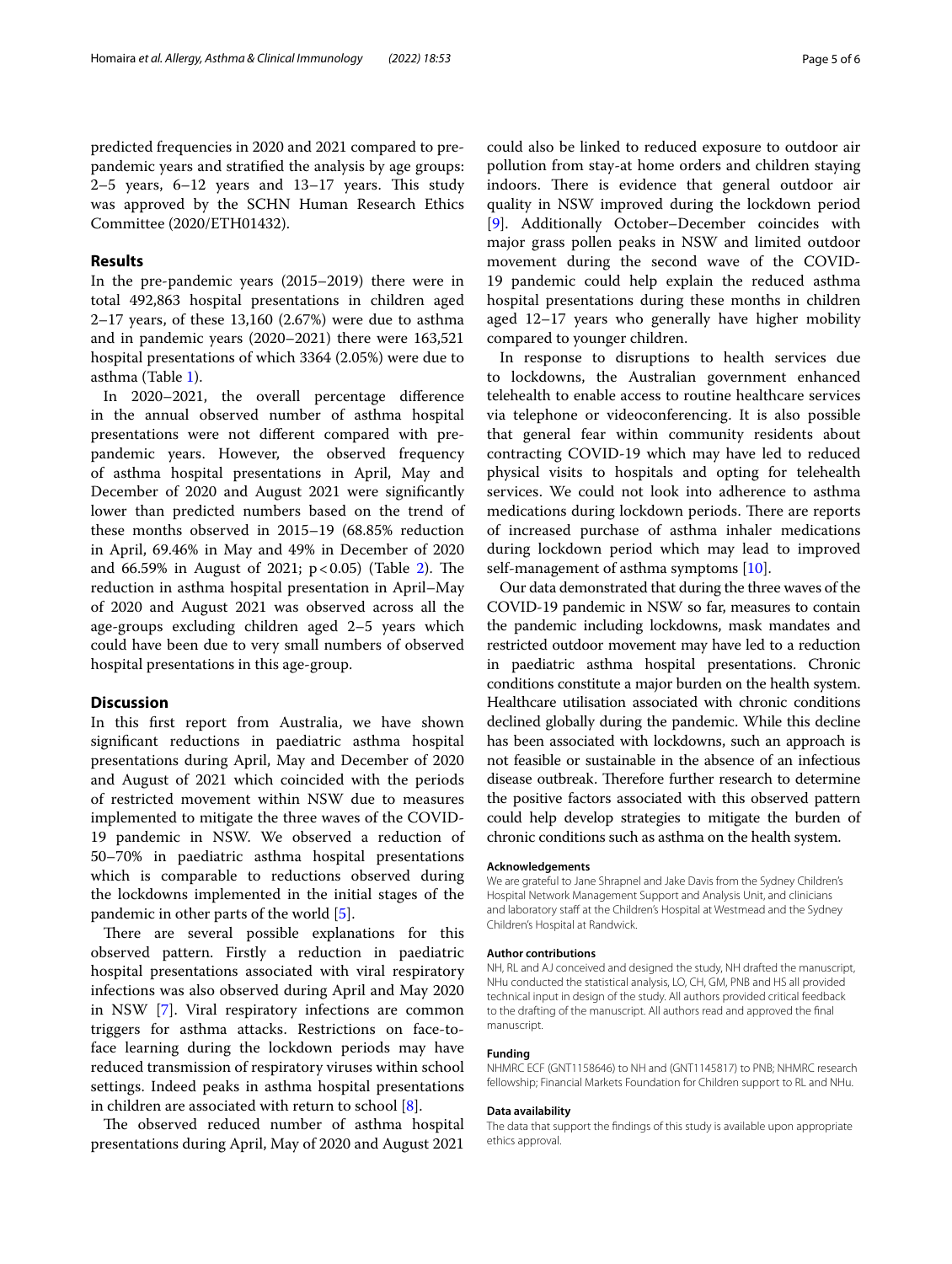predicted frequencies in 2020 and 2021 compared to pre-pandemic years and stratified the analysis by age groups: 2–5 years, 6–12 years and 13–17 years. This study was approved by the SCHN Human Research Ethics Committee (2020/ETH01432).

## Results

In the pre-pandemic years (2015–2019) there were in total 492,863 hospital presentations in children aged 2–17 years, of these 13,160 (2.67%) were due to asthma and in pandemic years (2020–2021) there were 163,521 hospital presentations of which 3364 (2.05%) were due to asthma (Table 1).

In 2020–2021, the overall percentage difference in the annual observed number of asthma hospital presentations were not different compared with pre-pandemic years. However, the observed frequency of asthma hospital presentations in April, May and December of 2020 and August 2021 were significantly lower than predicted numbers based on the trend of these months observed in 2015–19 (68.85% reduction in April, 69.46% in May and 49% in December of 2020 and 66.59% in August of 2021; $p < 0.05$) (Table 2). The reduction in asthma hospital presentation in April–May of 2020 and August 2021 was observed across all the age-groups excluding children aged 2–5 years which could have been due to very small numbers of observed hospital presentations in this age-group.

## Discussion

In this first report from Australia, we have shown significant reductions in paediatric asthma hospital presentations during April, May and December of 2020 and August of 2021 which coincided with the periods of restricted movement within NSW due to measures implemented to mitigate the three waves of the COVID-19 pandemic in NSW. We observed a reduction of 50–70% in paediatric asthma hospital presentations which is comparable to reductions observed during the lockdowns implemented in the initial stages of the pandemic in other parts of the world [5].

There are several possible explanations for this observed pattern. Firstly a reduction in paediatric hospital presentations associated with viral respiratory infections was also observed during April and May 2020 in NSW [7]. Viral respiratory infections are common triggers for asthma attacks. Restrictions on face-to-face learning during the lockdown periods may have reduced transmission of respiratory viruses within school settings. Indeed peaks in asthma hospital presentations in children are associated with return to school [8].

The observed reduced number of asthma hospital presentations during April, May of 2020 and August 2021 could also be linked to reduced exposure to outdoor air pollution from stay-at home orders and children staying indoors. There is evidence that general outdoor air quality in NSW improved during the lockdown period [9]. Additionally October–December coincides with major grass pollen peaks in NSW and limited outdoor movement during the second wave of the COVID-19 pandemic could help explain the reduced asthma hospital presentations during these months in children aged 12–17 years who generally have higher mobility compared to younger children.

In response to disruptions to health services due to lockdowns, the Australian government enhanced telehealth to enable access to routine healthcare services via telephone or videoconferencing. It is also possible that general fear within community residents about contracting COVID-19 which may have led to reduced physical visits to hospitals and opting for telehealth services. We could not look into adherence to asthma medications during lockdown periods. There are reports of increased purchase of asthma inhaler medications during lockdown period which may lead to improved self-management of asthma symptoms [10].

Our data demonstrated that during the three waves of the COVID-19 pandemic in NSW so far, measures to contain the pandemic including lockdowns, mask mandates and restricted outdoor movement may have led to a reduction in paediatric asthma hospital presentations. Chronic conditions constitute a major burden on the health system. Healthcare utilisation associated with chronic conditions declined globally during the pandemic. While this decline has been associated with lockdowns, such an approach is not feasible or sustainable in the absence of an infectious disease outbreak. Therefore further research to determine the positive factors associated with this observed pattern could help develop strategies to mitigate the burden of chronic conditions such as asthma on the health system.

#### Acknowledgements

We are grateful to Jane Shrapnel and Jake Davis from the Sydney Children's Hospital Network Management Support and Analysis Unit, and clinicians and laboratory staff at the Children's Hospital at Westmead and the Sydney Children's Hospital at Randwick.

#### Author contributions

NH, RL and AJ conceived and designed the study, NH drafted the manuscript, NHu conducted the statistical analysis, LO, CH, GM, PNB and HS all provided technical input in design of the study. All authors provided critical feedback to the drafting of the manuscript. All authors read and approved the final manuscript.

#### Funding

NHMRC ECF (GNT1158646) to NH and (GNT1145817) to PNB; NHMRC research fellowship; Financial Markets Foundation for Children support to RL and NHu.

#### Data availability

The data that support the findings of this study is available upon appropriate ethics approval.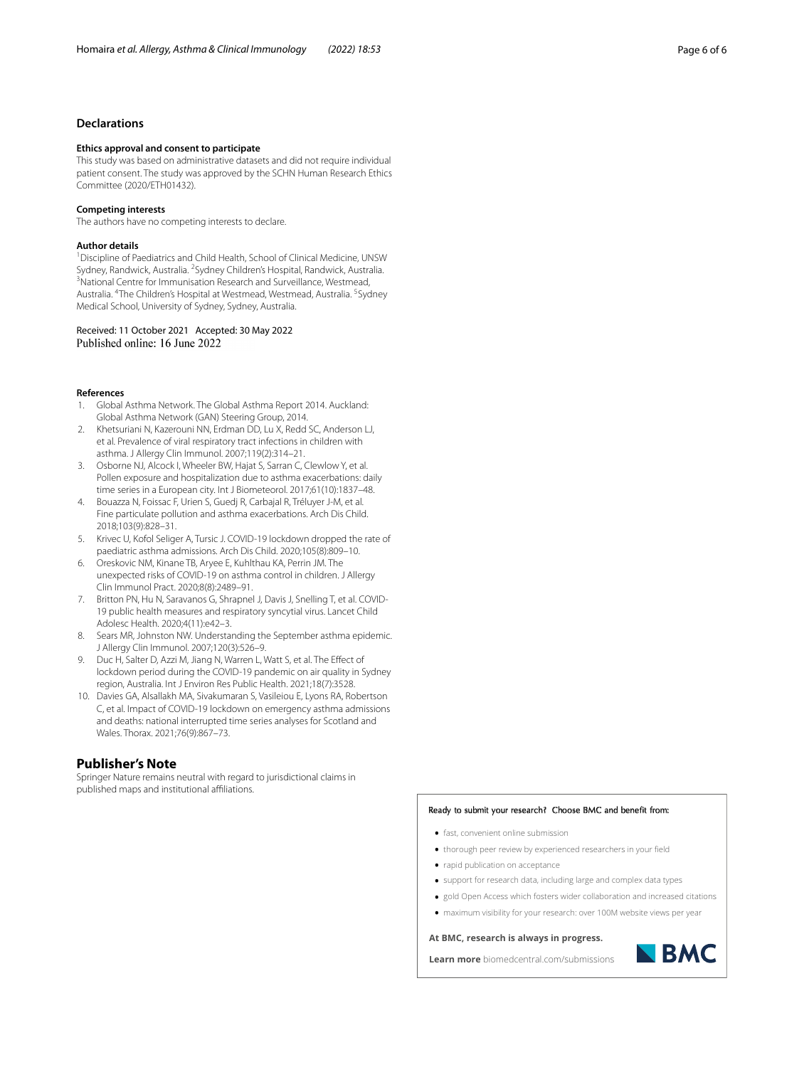## Declarations

### Ethics approval and consent to participate

This study was based on administrative datasets and did not require individual patient consent. The study was approved by the SCHN Human Research Ethics Committee (2020/ETH01432).

### Competing interests

The authors have no competing interests to declare.

### Author details

[1] Discipline of Paediatrics and Child Health, School of Clinical Medicine, UNSW Sydney, Randwick, Australia. [2] Sydney Children's Hospital, Randwick, Australia. [3] National Centre for Immunisation Research and Surveillance, Westmead, Australia. [4] The Children's Hospital at Westmead, Westmead, Australia. [5] Sydney Medical School, University of Sydney, Sydney, Australia.

Received: 11 October 2021 Accepted: 30 May 2022
Published online: 16 June 2022

### References

1. Global Asthma Network. The Global Asthma Report 2014. Auckland: Global Asthma Network (GAN) Steering Group, 2014.
2. Khetsuriani N, Kazerouni NN, Erdman DD, Lu X, Redd SC, Anderson LJ, et al. Prevalence of viral respiratory tract infections in children with asthma. J Allergy Clin Immunol. 2007;119(2):314–21.
3. Osborne NJ, Alcock I, Wheeler BW, Hajat S, Sarran C, Clewlow Y, et al. Pollen exposure and hospitalization due to asthma exacerbations: daily time series in a European city. Int J Biometeorol. 2017;61(10):1837–48.
4. Bouazza N, Foissac F, Urien S, Guedj R, Carbajal R, Tréluyer J-M, et al. Fine particulate pollution and asthma exacerbations. Arch Dis Child. 2018;103(9):828–31.
5. Krivec U, Kofol Seliger A, Tursic J. COVID-19 lockdown dropped the rate of paediatric asthma admissions. Arch Dis Child. 2020;105(8):809–10.
6. Oreskovic NM, Kinane TB, Aryee E, Kuhlthau KA, Perrin JM. The unexpected risks of COVID-19 on asthma control in children. J Allergy Clin Immunol Pract. 2020;8(8):2489–91.
7. Britton PN, Hu N, Saravanos G, Shrapnel J, Davis J, Snelling T, et al. COVID-19 public health measures and respiratory syncytial virus. Lancet Child Adolesc Health. 2020;4(11):e42–3.
8. Sears MR, Johnston NW. Understanding the September asthma epidemic. J Allergy Clin Immunol. 2007;120(3):526–9.
9. Duc H, Salter D, Azzi M, Jiang N, Warren L, Watt S, et al. The Effect of lockdown period during the COVID-19 pandemic on air quality in Sydney region, Australia. Int J Environ Res Public Health. 2021;18(7):3528.
10. Davies GA, Alsallakh MA, Sivakumaran S, Vasileiou E, Lyons RA, Robertson C, et al. Impact of COVID-19 lockdown on emergency asthma admissions and deaths: national interrupted time series analyses for Scotland and Wales. Thorax. 2021;76(9):867–73.

## Publisher's Note

Springer Nature remains neutral with regard to jurisdictional claims in published maps and institutional affiliations.

Ready to submit your research? Choose BMC and benefit from:

- fast, convenient online submission
- thorough peer review by experienced researchers in your field
- rapid publication on acceptance
- support for research data, including large and complex data types
- gold Open Access which fosters wider collaboration and increased citations
- maximum visibility for your research: over 100M website views per year

**At BMC, research is always in progress.**

**Learn more** biomedcentral.com/submissions

BMC